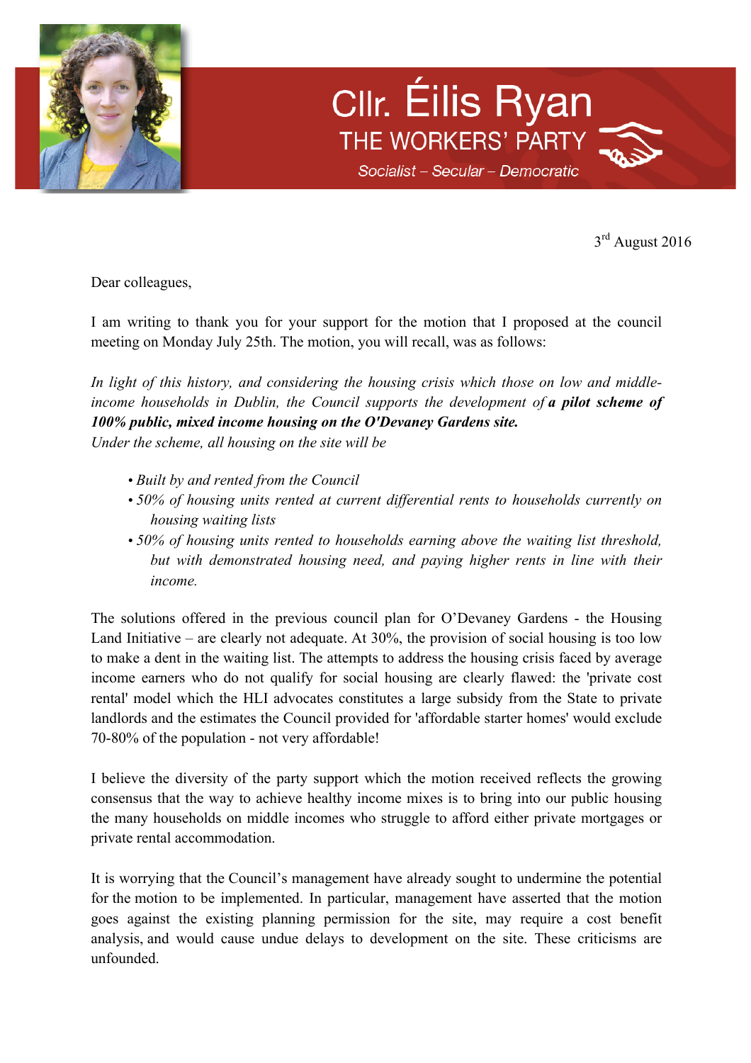# Cllr. Éilis Ryan

## THE WORKERS' PARTY

*Socialist – Secular – Democratic*

3rd August 2016

Dear colleagues,

I am writing to thank you for your support for the motion that I proposed at the council meeting on Monday July 25th. The motion, you will recall, was as follows:

*In light of this history, and considering the housing crisis which those on low and middle-income households in Dublin, the Council supports the development of* ***a pilot scheme of 100% public, mixed income housing on the O'Devaney Gardens site.***
*Under the scheme, all housing on the site will be*

- *Built by and rented from the Council*
- *50% of housing units rented at current differential rents to households currently on housing waiting lists*
- *50% of housing units rented to households earning above the waiting list threshold, but with demonstrated housing need, and paying higher rents in line with their income.*

The solutions offered in the previous council plan for O'Devaney Gardens - the Housing Land Initiative – are clearly not adequate. At 30%, the provision of social housing is too low to make a dent in the waiting list. The attempts to address the housing crisis faced by average income earners who do not qualify for social housing are clearly flawed: the 'private cost rental' model which the HLI advocates constitutes a large subsidy from the State to private landlords and the estimates the Council provided for 'affordable starter homes' would exclude 70-80% of the population - not very affordable!

I believe the diversity of the party support which the motion received reflects the growing consensus that the way to achieve healthy income mixes is to bring into our public housing the many households on middle incomes who struggle to afford either private mortgages or private rental accommodation.

It is worrying that the Council's management have already sought to undermine the potential for the motion to be implemented. In particular, management have asserted that the motion goes against the existing planning permission for the site, may require a cost benefit analysis, and would cause undue delays to development on the site. These criticisms are unfounded.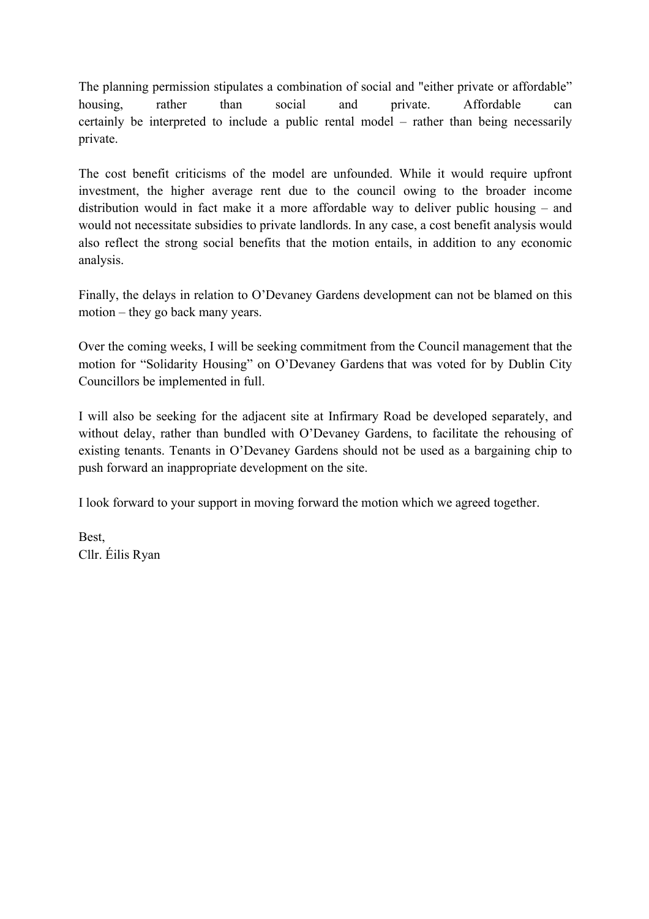The planning permission stipulates a combination of social and "either private or affordable" housing, rather than social and private. Affordable can certainly be interpreted to include a public rental model – rather than being necessarily private.

The cost benefit criticisms of the model are unfounded. While it would require upfront investment, the higher average rent due to the council owing to the broader income distribution would in fact make it a more affordable way to deliver public housing – and would not necessitate subsidies to private landlords. In any case, a cost benefit analysis would also reflect the strong social benefits that the motion entails, in addition to any economic analysis.

Finally, the delays in relation to O'Devaney Gardens development can not be blamed on this motion – they go back many years.

Over the coming weeks, I will be seeking commitment from the Council management that the motion for "Solidarity Housing" on O'Devaney Gardens that was voted for by Dublin City Councillors be implemented in full.

I will also be seeking for the adjacent site at Infirmary Road be developed separately, and without delay, rather than bundled with O'Devaney Gardens, to facilitate the rehousing of existing tenants. Tenants in O'Devaney Gardens should not be used as a bargaining chip to push forward an inappropriate development on the site.

I look forward to your support in moving forward the motion which we agreed together.

Best,  
Cllr. Éilis Ryan